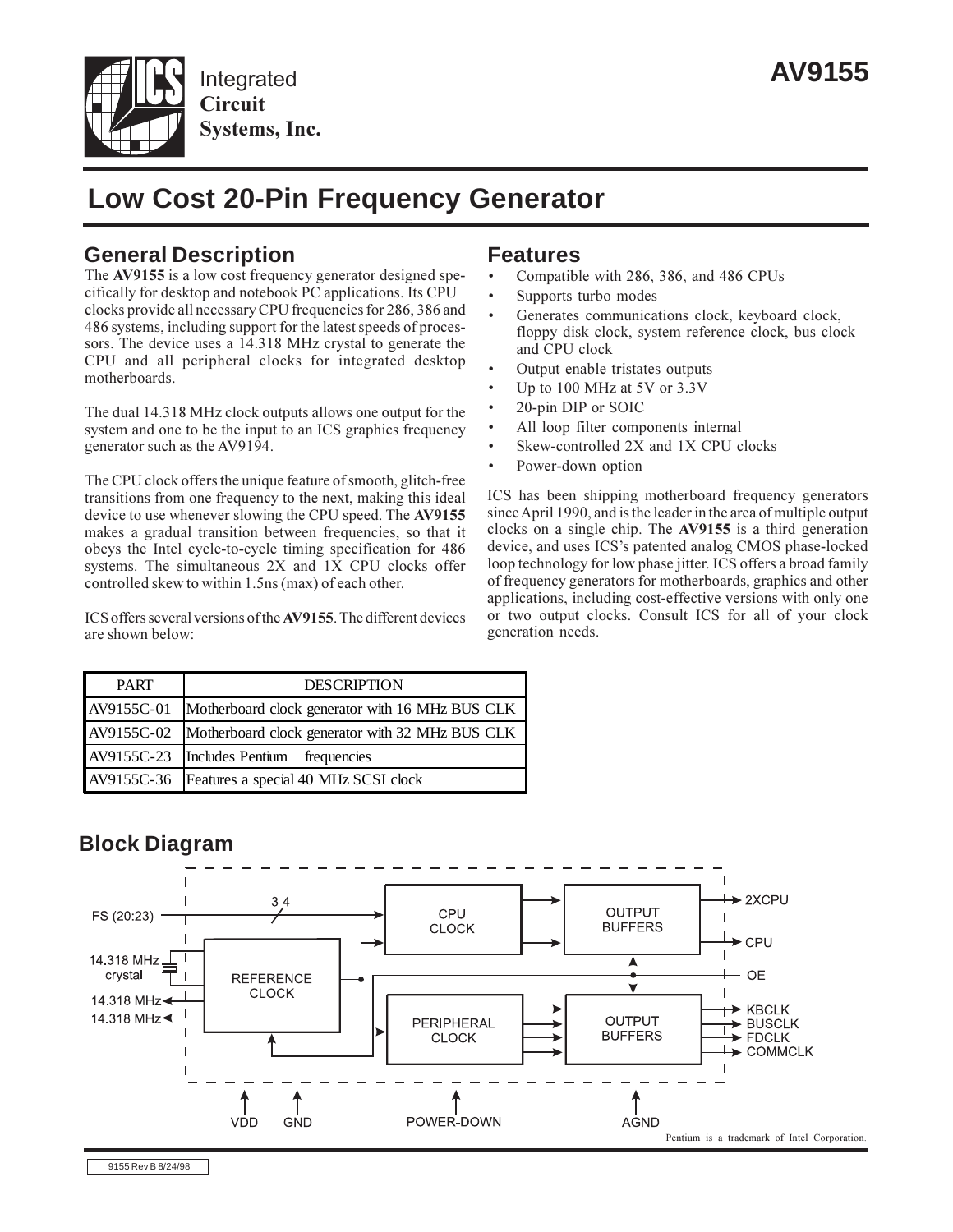Integrated
**Circuit**
**Systems, Inc.**

# AV9155

# Low Cost 20-Pin Frequency Generator

## General Description

The **AV9155** is a low cost frequency generator designed specifically for desktop and notebook PC applications. Its CPU clocks provide all necessary CPU frequencies for 286, 386 and 486 systems, including support for the latest speeds of processors. The device uses a 14.318 MHz crystal to generate the CPU and all peripheral clocks for integrated desktop motherboards.

The dual 14.318 MHz clock outputs allows one output for the system and one to be the input to an ICS graphics frequency generator such as the AV9194.

The CPU clock offers the unique feature of smooth, glitch-free transitions from one frequency to the next, making this ideal device to use whenever slowing the CPU speed. The **AV9155** makes a gradual transition between frequencies, so that it obeys the Intel cycle-to-cycle timing specification for 486 systems. The simultaneous 2X and 1X CPU clocks offer controlled skew to within 1.5ns (max) of each other.

ICS offers several versions of the **AV9155**. The different devices are shown below:

| PART | DESCRIPTION |
|---|---|
| AV9155C-01 | Motherboard clock generator with 16 MHz BUS CLK |
| AV9155C-02 | Motherboard clock generator with 32 MHz BUS CLK |
| AV9155C-23 | Includes Pentium frequencies |
| AV9155C-36 | Features a special 40 MHz SCSI clock |

## Features

- Compatible with 286, 386, and 486 CPUs
- Supports turbo modes
- Generates communications clock, keyboard clock, floppy disk clock, system reference clock, bus clock and CPU clock
- Output enable tristates outputs
- Up to 100 MHz at 5V or 3.3V
- 20-pin DIP or SOIC
- All loop filter components internal
- Skew-controlled 2X and 1X CPU clocks
- Power-down option

ICS has been shipping motherboard frequency generators since April 1990, and is the leader in the area of multiple output clocks on a single chip. The **AV9155** is a third generation device, and uses ICS's patented analog CMOS phase-locked loop technology for low phase jitter. ICS offers a broad family of frequency generators for motherboards, graphics and other applications, including cost-effective versions with only one or two output clocks. Consult ICS for all of your clock generation needs.

## Block Diagram

FS (20:23) — 3-4 — CPU CLOCK — OUTPUT BUFFERS — 2XCPU, CPU

14.318 MHz crystal — REFERENCE CLOCK — 14.318 MHz, 14.318 MHz

OE

PERIPHERAL CLOCK — OUTPUT BUFFERS — KBCLK, BUSCLK, FDCLK, COMMCLK

VDD, GND, POWER-DOWN, AGND

Pentium is a trademark of Intel Corporation.

9155 Rev B 8/24/98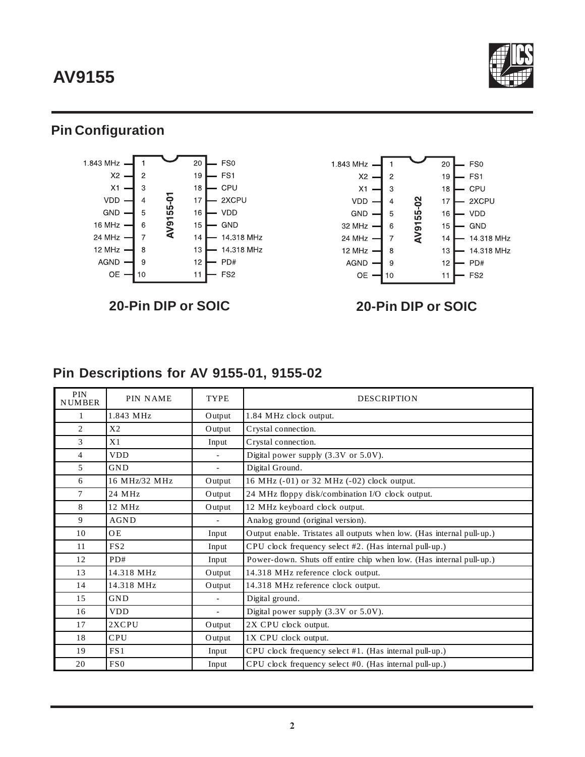## Pin Configuration

| Pin Name | Pin | AV9155-01 | Pin | Pin Name |
|---|---|---|---|---|
| 1.843 MHz | 1 | | 20 | FS0 |
| X2 | 2 | | 19 | FS1 |
| X1 | 3 | | 18 | CPU |
| VDD | 4 | | 17 | 2XCPU |
| GND | 5 | | 16 | VDD |
| 16 MHz | 6 | | 15 | GND |
| 24 MHz | 7 | | 14 | 14.318 MHz |
| 12 MHz | 8 | | 13 | 14.318 MHz |
| AGND | 9 | | 12 | PD# |
| OE | 10 | | 11 | FS2 |

**20-Pin DIP or SOIC**

| Pin Name | Pin | AV9155-02 | Pin | Pin Name |
|---|---|---|---|---|
| 1.843 MHz | 1 | | 20 | FS0 |
| X2 | 2 | | 19 | FS1 |
| X1 | 3 | | 18 | CPU |
| VDD | 4 | | 17 | 2XCPU |
| GND | 5 | | 16 | VDD |
| 32 MHz | 6 | | 15 | GND |
| 24 MHz | 7 | | 14 | 14.318 MHz |
| 12 MHz | 8 | | 13 | 14.318 MHz |
| AGND | 9 | | 12 | PD# |
| OE | 10 | | 11 | FS2 |

**20-Pin DIP or SOIC**

## Pin Descriptions for AV 9155-01, 9155-02

| PIN NUMBER | PIN NAME | TYPE | DESCRIPTION |
|---|---|---|---|
| 1 | 1.843 MHz | Output | 1.84 MHz clock output. |
| 2 | X2 | Output | Crystal connection. |
| 3 | X1 | Input | Crystal connection. |
| 4 | VDD | - | Digital power supply (3.3V or 5.0V). |
| 5 | GND | - | Digital Ground. |
| 6 | 16 MHz/32 MHz | Output | 16 MHz (-01) or 32 MHz (-02) clock output. |
| 7 | 24 MHz | Output | 24 MHz floppy disk/combination I/O clock output. |
| 8 | 12 MHz | Output | 12 MHz keyboard clock output. |
| 9 | AGND | - | Analog ground (original version). |
| 10 | OE | Input | Output enable. Tristates all outputs when low. (Has internal pull-up.) |
| 11 | FS2 | Input | CPU clock frequency select #2. (Has internal pull-up.) |
| 12 | PD# | Input | Power-down. Shuts off entire chip when low. (Has internal pull-up.) |
| 13 | 14.318 MHz | Output | 14.318 MHz reference clock output. |
| 14 | 14.318 MHz | Output | 14.318 MHz reference clock output. |
| 15 | GND | - | Digital ground. |
| 16 | VDD | - | Digital power supply (3.3V or 5.0V). |
| 17 | 2XCPU | Output | 2X CPU clock output. |
| 18 | CPU | Output | 1X CPU clock output. |
| 19 | FS1 | Input | CPU clock frequency select #1. (Has internal pull-up.) |
| 20 | FS0 | Input | CPU clock frequency select #0. (Has internal pull-up.) |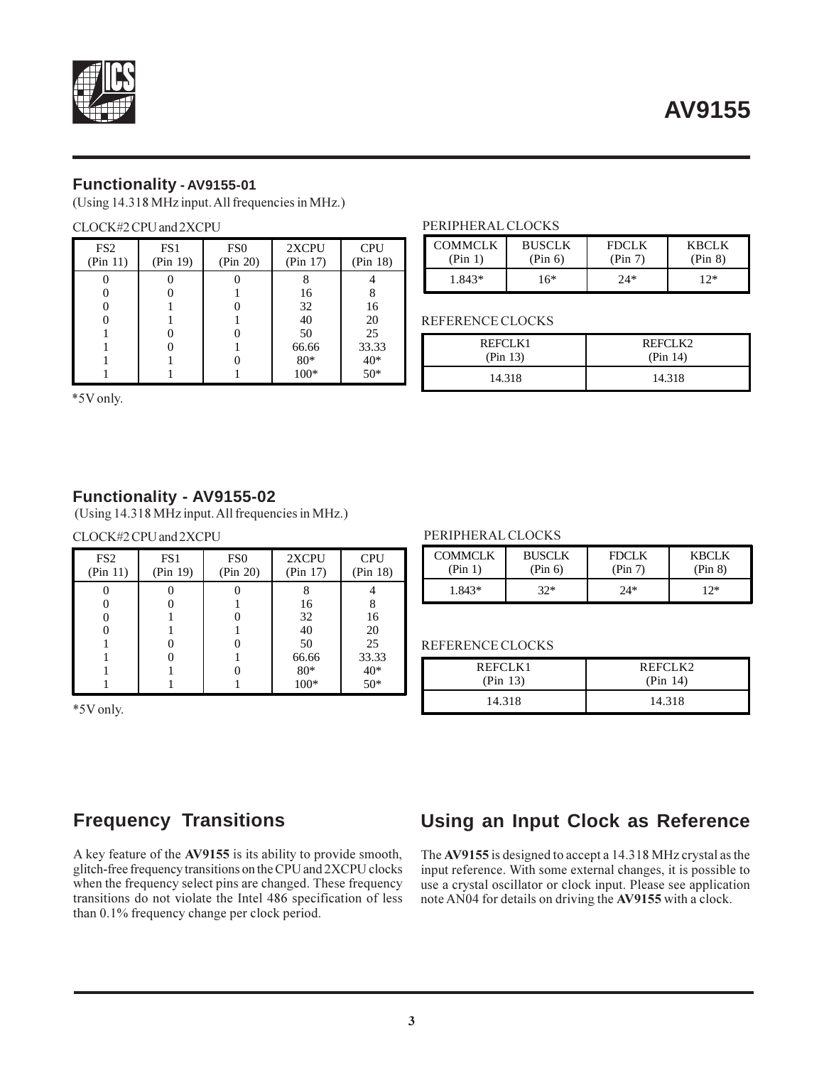## Functionality - AV9155-01

(Using 14.318 MHz input. All frequencies in MHz.)

CLOCK#2 CPU and 2XCPU

| FS2 (Pin 11) | FS1 (Pin 19) | FS0 (Pin 20) | 2XCPU (Pin 17) | CPU (Pin 18) |
|---|---|---|---|---|
| 0 | 0 | 0 | 8 | 4 |
| 0 | 0 | 1 | 16 | 8 |
| 0 | 1 | 0 | 32 | 16 |
| 0 | 1 | 1 | 40 | 20 |
| 1 | 0 | 0 | 50 | 25 |
| 1 | 0 | 1 | 66.66 | 33.33 |
| 1 | 1 | 0 | 80* | 40* |
| 1 | 1 | 1 | 100* | 50* |

*5V only.

PERIPHERAL CLOCKS

| COMMCLK (Pin 1) | BUSCLK (Pin 6) | FDCLK (Pin 7) | KBCLK (Pin 8) |
|---|---|---|---|
| 1.843* | 16* | 24* | 12* |

REFERENCE CLOCKS

| REFCLK1 (Pin 13) | REFCLK2 (Pin 14) |
|---|---|
| 14.318 | 14.318 |

## Functionality - AV9155-02

(Using 14.318 MHz input. All frequencies in MHz.)

CLOCK#2 CPU and 2XCPU

| FS2 (Pin 11) | FS1 (Pin 19) | FS0 (Pin 20) | 2XCPU (Pin 17) | CPU (Pin 18) |
|---|---|---|---|---|
| 0 | 0 | 0 | 8 | 4 |
| 0 | 0 | 1 | 16 | 8 |
| 0 | 1 | 0 | 32 | 16 |
| 0 | 1 | 1 | 40 | 20 |
| 1 | 0 | 0 | 50 | 25 |
| 1 | 0 | 1 | 66.66 | 33.33 |
| 1 | 1 | 0 | 80* | 40* |
| 1 | 1 | 1 | 100* | 50* |

*5V only.

PERIPHERAL CLOCKS

| COMMCLK (Pin 1) | BUSCLK (Pin 6) | FDCLK (Pin 7) | KBCLK (Pin 8) |
|---|---|---|---|
| 1.843* | 32* | 24* | 12* |

REFERENCE CLOCKS

| REFCLK1 (Pin 13) | REFCLK2 (Pin 14) |
|---|---|
| 14.318 | 14.318 |

## Frequency Transitions

A key feature of the **AV9155** is its ability to provide smooth, glitch-free frequency transitions on the CPU and 2XCPU clocks when the frequency select pins are changed. These frequency transitions do not violate the Intel 486 specification of less than 0.1% frequency change per clock period.

## Using an Input Clock as Reference

The **AV9155** is designed to accept a 14.318 MHz crystal as the input reference. With some external changes, it is possible to use a crystal oscillator or clock input. Please see application note AN04 for details on driving the **AV9155** with a clock.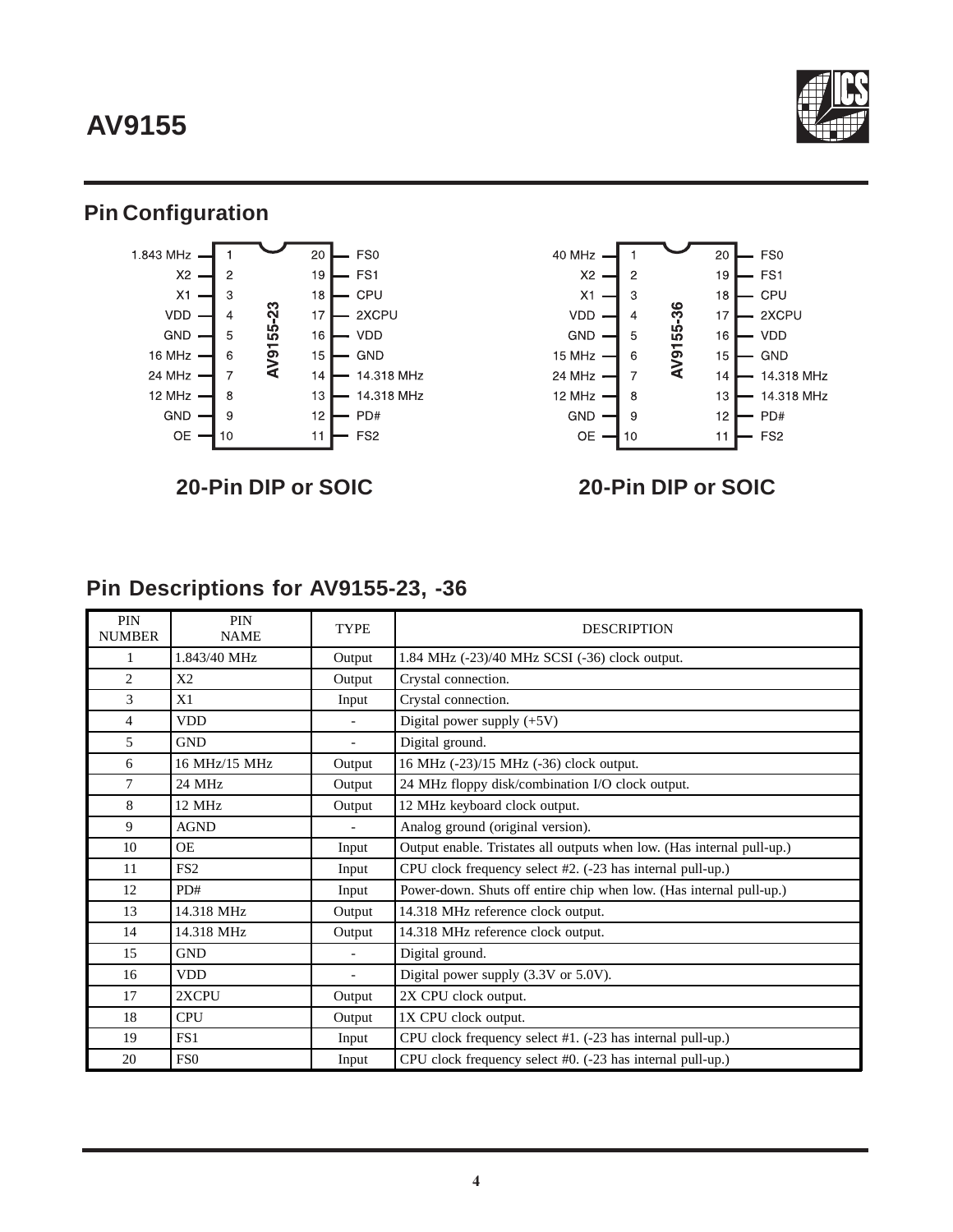# AV9155

## Pin Configuration

| Pin | AV9155-23 | Pin | AV9155-23 |
|---|---|---|---|
| 1 | 1.843 MHz | 20 | FS0 |
| 2 | X2 | 19 | FS1 |
| 3 | X1 | 18 | CPU |
| 4 | VDD | 17 | 2XCPU |
| 5 | GND | 16 | VDD |
| 6 | 16 MHz | 15 | GND |
| 7 | 24 MHz | 14 | 14.318 MHz |
| 8 | 12 MHz | 13 | 14.318 MHz |
| 9 | GND | 12 | PD# |
| 10 | OE | 11 | FS2 |

**20-Pin DIP or SOIC**

| Pin | AV9155-36 | Pin | AV9155-36 |
|---|---|---|---|
| 1 | 40 MHz | 20 | FS0 |
| 2 | X2 | 19 | FS1 |
| 3 | X1 | 18 | CPU |
| 4 | VDD | 17 | 2XCPU |
| 5 | GND | 16 | VDD |
| 6 | 15 MHz | 15 | GND |
| 7 | 24 MHz | 14 | 14.318 MHz |
| 8 | 12 MHz | 13 | 14.318 MHz |
| 9 | GND | 12 | PD# |
| 10 | OE | 11 | FS2 |

**20-Pin DIP or SOIC**

## Pin Descriptions for AV9155-23, -36

| PIN NUMBER | PIN NAME | TYPE | DESCRIPTION |
|---|---|---|---|
| 1 | 1.843/40 MHz | Output | 1.84 MHz (-23)/40 MHz SCSI (-36) clock output. |
| 2 | X2 | Output | Crystal connection. |
| 3 | X1 | Input | Crystal connection. |
| 4 | VDD | - | Digital power supply (+5V) |
| 5 | GND | - | Digital ground. |
| 6 | 16 MHz/15 MHz | Output | 16 MHz (-23)/15 MHz (-36) clock output. |
| 7 | 24 MHz | Output | 24 MHz floppy disk/combination I/O clock output. |
| 8 | 12 MHz | Output | 12 MHz keyboard clock output. |
| 9 | AGND | - | Analog ground (original version). |
| 10 | OE | Input | Output enable. Tristates all outputs when low. (Has internal pull-up.) |
| 11 | FS2 | Input | CPU clock frequency select #2. (-23 has internal pull-up.) |
| 12 | PD# | Input | Power-down. Shuts off entire chip when low. (Has internal pull-up.) |
| 13 | 14.318 MHz | Output | 14.318 MHz reference clock output. |
| 14 | 14.318 MHz | Output | 14.318 MHz reference clock output. |
| 15 | GND | - | Digital ground. |
| 16 | VDD | - | Digital power supply (3.3V or 5.0V). |
| 17 | 2XCPU | Output | 2X CPU clock output. |
| 18 | CPU | Output | 1X CPU clock output. |
| 19 | FS1 | Input | CPU clock frequency select #1. (-23 has internal pull-up.) |
| 20 | FS0 | Input | CPU clock frequency select #0. (-23 has internal pull-up.) |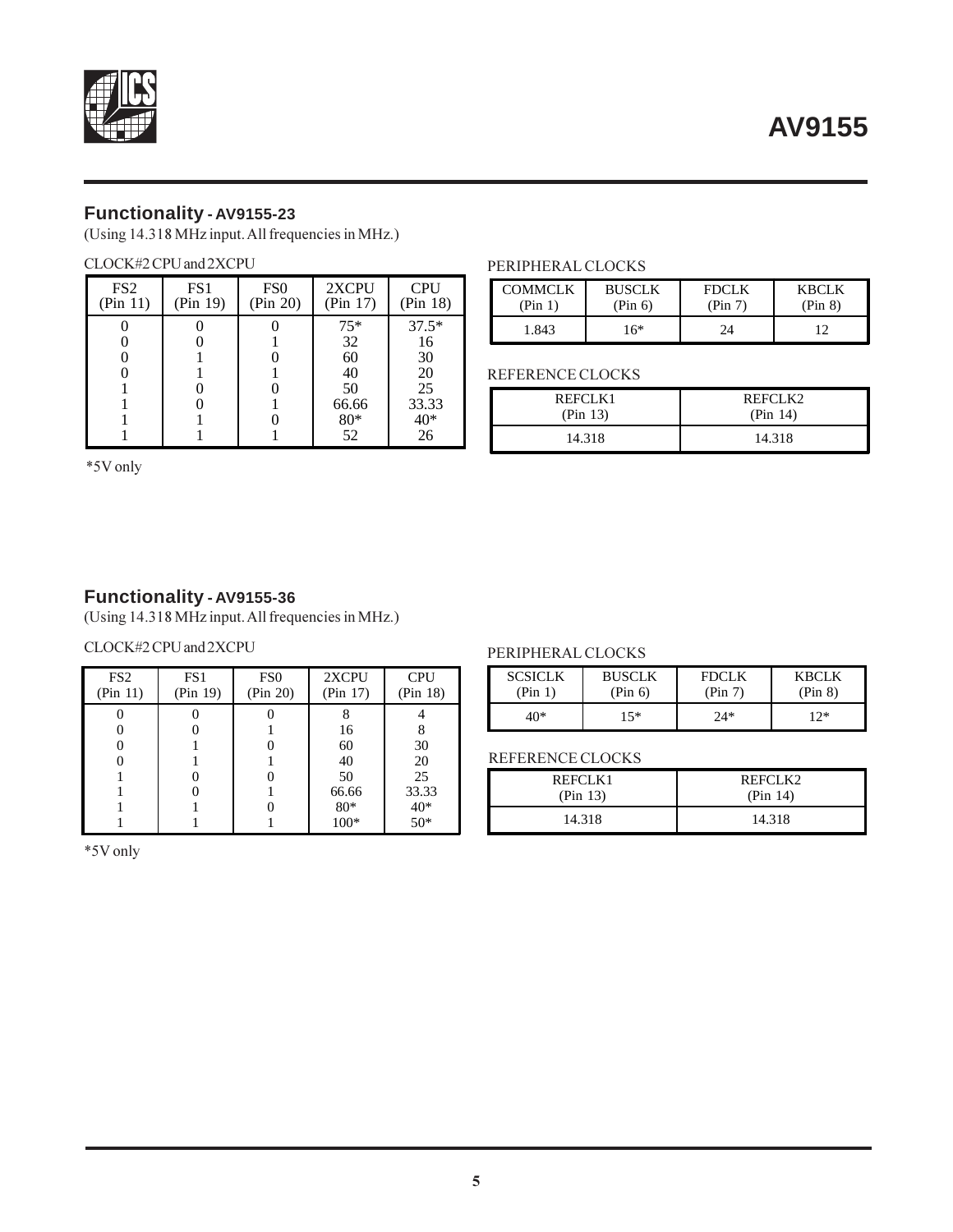## Functionality - AV9155-23

(Using 14.318 MHz input. All frequencies in MHz.)

CLOCK#2 CPU and 2XCPU

| FS2 (Pin 11) | FS1 (Pin 19) | FS0 (Pin 20) | 2XCPU (Pin 17) | CPU (Pin 18) |
|---|---|---|---|---|
| 0 | 0 | 0 | 75* | 37.5* |
| 0 | 0 | 1 | 32 | 16 |
| 0 | 1 | 0 | 60 | 30 |
| 0 | 1 | 1 | 40 | 20 |
| 1 | 0 | 0 | 50 | 25 |
| 1 | 0 | 1 | 66.66 | 33.33 |
| 1 | 1 | 0 | 80* | 40* |
| 1 | 1 | 1 | 52 | 26 |

*5V only

PERIPHERAL CLOCKS

| COMMCLK (Pin 1) | BUSCLK (Pin 6) | FDCLK (Pin 7) | KBCLK (Pin 8) |
|---|---|---|---|
| 1.843 | 16* | 24 | 12 |

REFERENCE CLOCKS

| REFCLK1 (Pin 13) | REFCLK2 (Pin 14) |
|---|---|
| 14.318 | 14.318 |

## Functionality - AV9155-36

(Using 14.318 MHz input. All frequencies in MHz.)

CLOCK#2 CPU and 2XCPU

| FS2 (Pin 11) | FS1 (Pin 19) | FS0 (Pin 20) | 2XCPU (Pin 17) | CPU (Pin 18) |
|---|---|---|---|---|
| 0 | 0 | 0 | 8 | 4 |
| 0 | 0 | 1 | 16 | 8 |
| 0 | 1 | 0 | 60 | 30 |
| 0 | 1 | 1 | 40 | 20 |
| 1 | 0 | 0 | 50 | 25 |
| 1 | 0 | 1 | 66.66 | 33.33 |
| 1 | 1 | 0 | 80* | 40* |
| 1 | 1 | 1 | 100* | 50* |

*5V only

PERIPHERAL CLOCKS

| SCSICLK (Pin 1) | BUSCLK (Pin 6) | FDCLK (Pin 7) | KBCLK (Pin 8) |
|---|---|---|---|
| 40* | 15* | 24* | 12* |

REFERENCE CLOCKS

| REFCLK1 (Pin 13) | REFCLK2 (Pin 14) |
|---|---|
| 14.318 | 14.318 |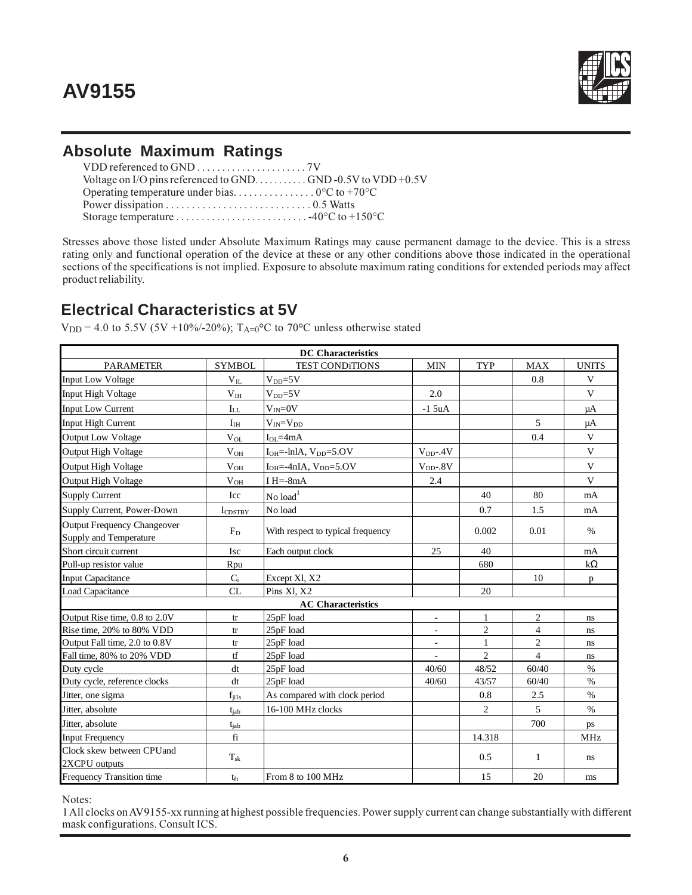# AV9155

## Absolute Maximum Ratings

VDD referenced to GND . . . . . . . . . . . . . . . . . . . . . . 7V
Voltage on I/O pins referenced to GND. . . . . . . . . . . GND -0.5V to VDD +0.5V
Operating temperature under bias. . . . . . . . . . . . . . . . 0°C to +70°C
Power dissipation . . . . . . . . . . . . . . . . . . . . . . . . . . . . 0.5 Watts
Storage temperature . . . . . . . . . . . . . . . . . . . . . . . . . . -40°C to +150°C

Stresses above those listed under Absolute Maximum Ratings may cause permanent damage to the device. This is a stress rating only and functional operation of the device at these or any other conditions above those indicated in the operational sections of the specifications is not implied. Exposure to absolute maximum rating conditions for extended periods may affect product reliability.

## Electrical Characteristics at 5V

$V_{DD}$ = 4.0 to 5.5V (5V +10%/-20%); $T_{A=0}$°C to 70°C unless otherwise stated

| PARAMETER | SYMBOL | TEST CONDiTIONS | MIN | TYP | MAX | UNITS |
|---|---|---|---|---|---|---|
| **DC Characteristics** | | | | | | |
| Input Low Voltage | $V_{IL}$ | $V_{DD}$=5V | | | 0.8 | V |
| Input High Voltage | $V_{IH}$ | $V_{DD}$=5V | 2.0 | | | V |
| Input Low Current | $I_{LL}$ | $V_{IN}$=0V | -1 5uA | | | µA |
| Input High Current | $I_{IH}$ | $V_{IN}$=$V_{DD}$ | | | 5 | µA |
| Output Low Voltage | $V_{OL}$ | $I_{OL}$=4mA | | | 0.4 | V |
| Output High Voltage | $V_{OH}$ | $I_{OH}$=-lnlA, $V_{DD}$=5.OV | $V_{DD}$-.4V | | | V |
| Output High Voltage | $V_{OH}$ | $I_{OH}$=-4nIA, $V_{DD}$=5.OV | $V_{DD}$-.8V | | | V |
| Output High Voltage | $V_{OH}$ | I H=-8mA | 2.4 | | | V |
| Supply Current | Icc | No load[1] | | 40 | 80 | mA |
| Supply Current, Power-Down | $I_{CDSTBY}$ | No load | | 0.7 | 1.5 | mA |
| Output Frequency Changeover Supply and Temperature | $F_D$ | With respect to typical frequency | | 0.002 | 0.01 | % |
| Short circuit current | Isc | Each output clock | 25 | 40 | | mA |
| Pull-up resistor value | Rpu | | | 680 | | kΩ |
| Input Capacitance | $C_i$ | Except Xl, X2 | | | 10 | p |
| Load Capacitance | CL | Pins Xl, X2 | | 20 | | |
| **AC Characteristics** | | | | | | |
| Output Rise time, 0.8 to 2.0V | tr | 25pF load | - | 1 | 2 | ns |
| Rise time, 20% to 80% VDD | tr | 25pF load | - | 2 | 4 | ns |
| Output Fall time, 2.0 to 0.8V | tr | 25pF load | - | 1 | 2 | ns |
| Fall time, 80% to 20% VDD | tf | 25pF load | - | 2 | 4 | ns |
| Duty cycle | dt | 25pF load | 40/60 | 48/52 | 60/40 | % |
| Duty cycle, reference clocks | dt | 25pF load | 40/60 | 43/57 | 60/40 | % |
| Jitter, one sigma | $f_{ji1s}$ | As compared with clock period | | 0.8 | 2.5 | % |
| Jitter, absolute | $t_{jab}$ | 16-100 MHz clocks | | 2 | 5 | % |
| Jitter, absolute | $t_{jab}$ | | | | 700 | ps |
| Input Frequency | fi | | | 14.318 | | MHz |
| Clock skew between CPUand 2XCPU outputs | $T_{sk}$ | | | 0.5 | 1 | ns |
| Frequency Transition time | $t_{ft}$ | From 8 to 100 MHz | | 15 | 20 | ms |

Notes:
1 All clocks on AV9155-xx running at highest possible frequencies. Power supply current can change substantially with different mask configurations. Consult ICS.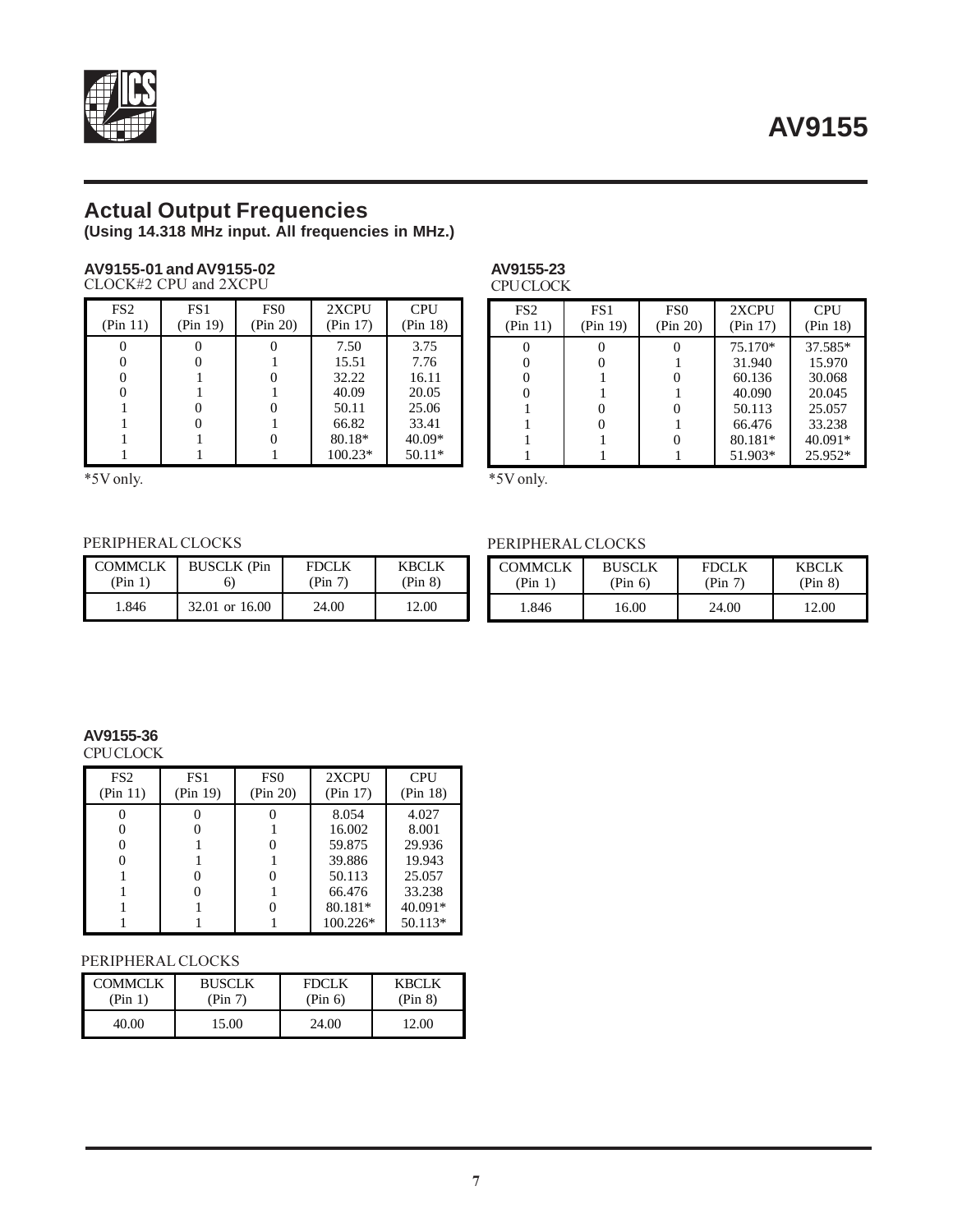## Actual Output Frequencies

**(Using 14.318 MHz input. All frequencies in MHz.)**

### AV9155-01 and AV9155-02

CLOCK#2 CPU and 2XCPU

| FS2 (Pin 11) | FS1 (Pin 19) | FS0 (Pin 20) | 2XCPU (Pin 17) | CPU (Pin 18) |
|---|---|---|---|---|
| 0 | 0 | 0 | 7.50 | 3.75 |
| 0 | 0 | 1 | 15.51 | 7.76 |
| 0 | 1 | 0 | 32.22 | 16.11 |
| 0 | 1 | 1 | 40.09 | 20.05 |
| 1 | 0 | 0 | 50.11 | 25.06 |
| 1 | 0 | 1 | 66.82 | 33.41 |
| 1 | 1 | 0 | 80.18* | 40.09* |
| 1 | 1 | 1 | 100.23* | 50.11* |

*5V only.

PERIPHERAL CLOCKS

| COMMCLK (Pin 1) | BUSCLK (Pin 6) | FDCLK (Pin 7) | KBCLK (Pin 8) |
|---|---|---|---|
| 1.846 | 32.01 or 16.00 | 24.00 | 12.00 |

### AV9155-23

CPU CLOCK

| FS2 (Pin 11) | FS1 (Pin 19) | FS0 (Pin 20) | 2XCPU (Pin 17) | CPU (Pin 18) |
|---|---|---|---|---|
| 0 | 0 | 0 | 75.170* | 37.585* |
| 0 | 0 | 1 | 31.940 | 15.970 |
| 0 | 1 | 0 | 60.136 | 30.068 |
| 0 | 1 | 1 | 40.090 | 20.045 |
| 1 | 0 | 0 | 50.113 | 25.057 |
| 1 | 0 | 1 | 66.476 | 33.238 |
| 1 | 1 | 0 | 80.181* | 40.091* |
| 1 | 1 | 1 | 51.903* | 25.952* |

*5V only.

PERIPHERAL CLOCKS

| COMMCLK (Pin 1) | BUSCLK (Pin 6) | FDCLK (Pin 7) | KBCLK (Pin 8) |
|---|---|---|---|
| 1.846 | 16.00 | 24.00 | 12.00 |

### AV9155-36

CPU CLOCK

| FS2 (Pin 11) | FS1 (Pin 19) | FS0 (Pin 20) | 2XCPU (Pin 17) | CPU (Pin 18) |
|---|---|---|---|---|
| 0 | 0 | 0 | 8.054 | 4.027 |
| 0 | 0 | 1 | 16.002 | 8.001 |
| 0 | 1 | 0 | 59.875 | 29.936 |
| 0 | 1 | 1 | 39.886 | 19.943 |
| 1 | 0 | 0 | 50.113 | 25.057 |
| 1 | 0 | 1 | 66.476 | 33.238 |
| 1 | 1 | 0 | 80.181* | 40.091* |
| 1 | 1 | 1 | 100.226* | 50.113* |

PERIPHERAL CLOCKS

| COMMCLK (Pin 1) | BUSCLK (Pin 7) | FDCLK (Pin 6) | KBCLK (Pin 8) |
|---|---|---|---|
| 40.00 | 15.00 | 24.00 | 12.00 |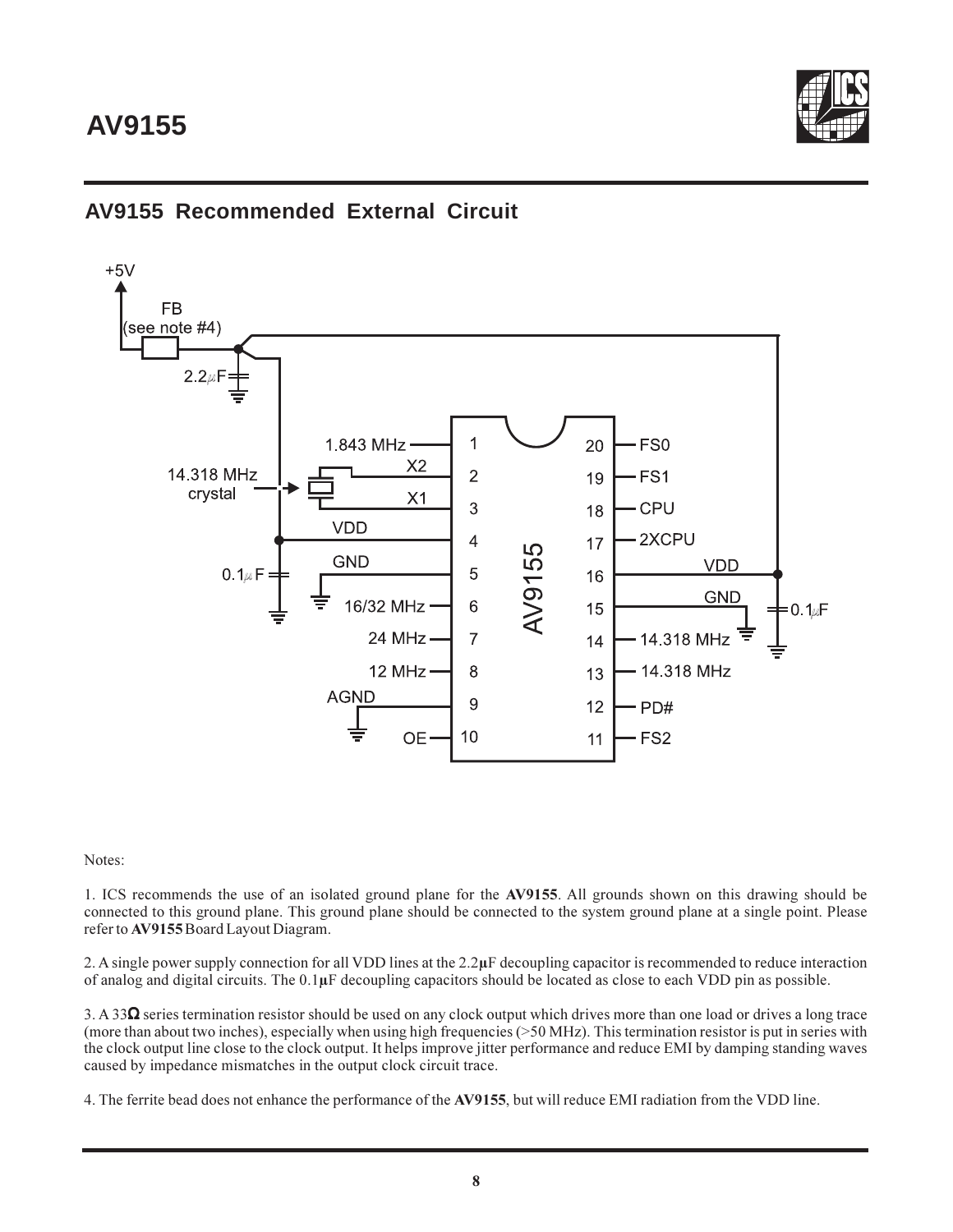## AV9155 Recommended External Circuit

Notes:

1. ICS recommends the use of an isolated ground plane for the **AV9155**. All grounds shown on this drawing should be connected to this ground plane. This ground plane should be connected to the system ground plane at a single point. Please refer to **AV9155** Board Layout Diagram.

2. A single power supply connection for all VDD lines at the 2.2**µ**F decoupling capacitor is recommended to reduce interaction of analog and digital circuits. The 0.1**µ**F decoupling capacitors should be located as close to each VDD pin as possible.

3. A 33**Ω** series termination resistor should be used on any clock output which drives more than one load or drives a long trace (more than about two inches), especially when using high frequencies (>50 MHz). This termination resistor is put in series with the clock output line close to the clock output. It helps improve jitter performance and reduce EMI by damping standing waves caused by impedance mismatches in the output clock circuit trace.

4. The ferrite bead does not enhance the performance of the **AV9155**, but will reduce EMI radiation from the VDD line.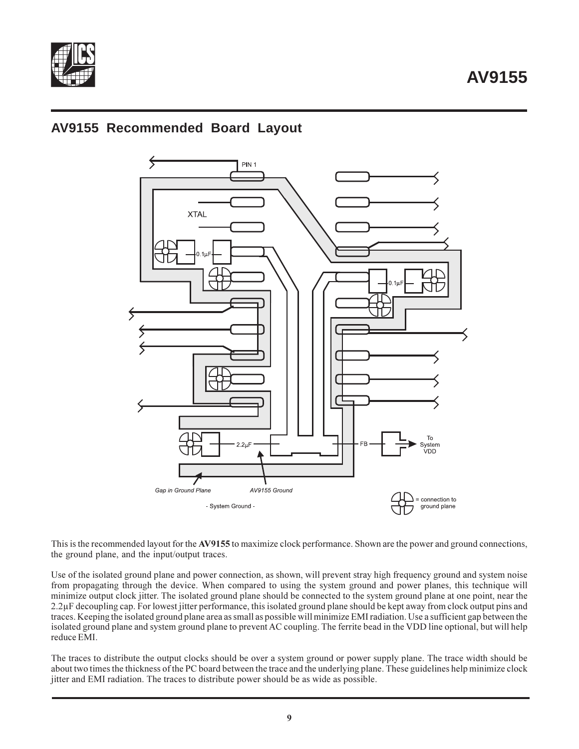## AV9155 Recommended Board Layout

PIN 1

XTAL

0.1μF

0.1μF

2.2μF

FB

To System VDD

Gap in Ground Plane

AV9155 Ground

- System Ground -

= connection to ground plane

This is the recommended layout for the **AV9155** to maximize clock performance. Shown are the power and ground connections, the ground plane, and the input/output traces.

Use of the isolated ground plane and power connection, as shown, will prevent stray high frequency ground and system noise from propagating through the device. When compared to using the system ground and power planes, this technique will minimize output clock jitter. The isolated ground plane should be connected to the system ground plane at one point, near the 2.2μF decoupling cap. For lowest jitter performance, this isolated ground plane should be kept away from clock output pins and traces. Keeping the isolated ground plane area as small as possible will minimize EMI radiation. Use a sufficient gap between the isolated ground plane and system ground plane to prevent AC coupling. The ferrite bead in the VDD line optional, but will help reduce EMI.

The traces to distribute the output clocks should be over a system ground or power supply plane. The trace width should be about two times the thickness of the PC board between the trace and the underlying plane. These guidelines help minimize clock jitter and EMI radiation. The traces to distribute power should be as wide as possible.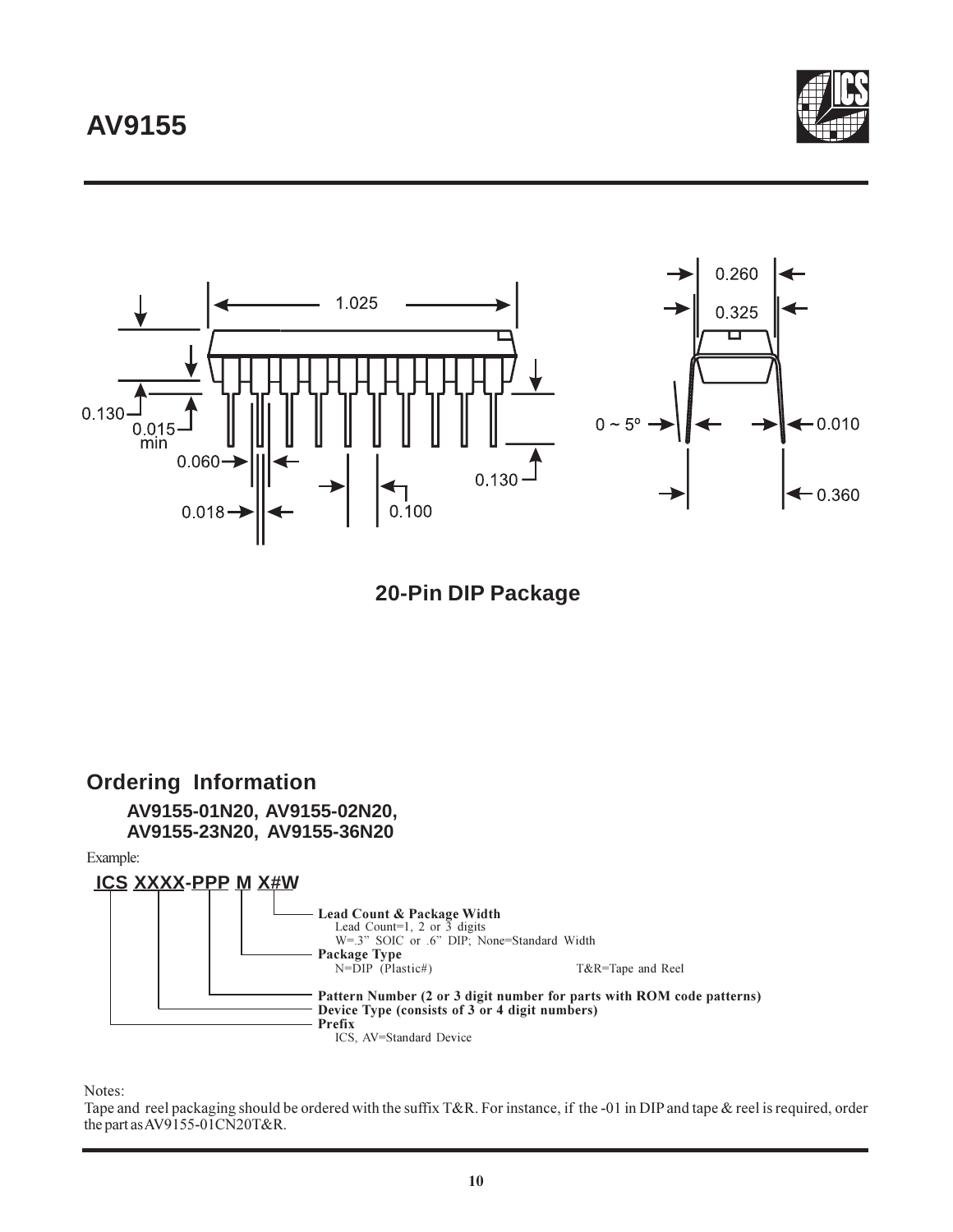## 20-Pin DIP Package

## Ordering Information

**AV9155-01N20, AV9155-02N20,**
**AV9155-23N20, AV9155-36N20**

Example:

**ICS XXXX-PPP M X#W**

- **Lead Count & Package Width**
  Lead Count=1, 2 or 3 digits
  W=.3" SOIC or .6" DIP; None=Standard Width
- **Package Type**
  N=DIP (Plastic#) T&R=Tape and Reel
- **Pattern Number (2 or 3 digit number for parts with ROM code patterns)**
- **Device Type (consists of 3 or 4 digit numbers)**
- **Prefix**
  ICS, AV=Standard Device

Notes:

Tape and reel packaging should be ordered with the suffix T&R. For instance, if the -01 in DIP and tape & reel is required, order the part as AV9155-01CN20T&R.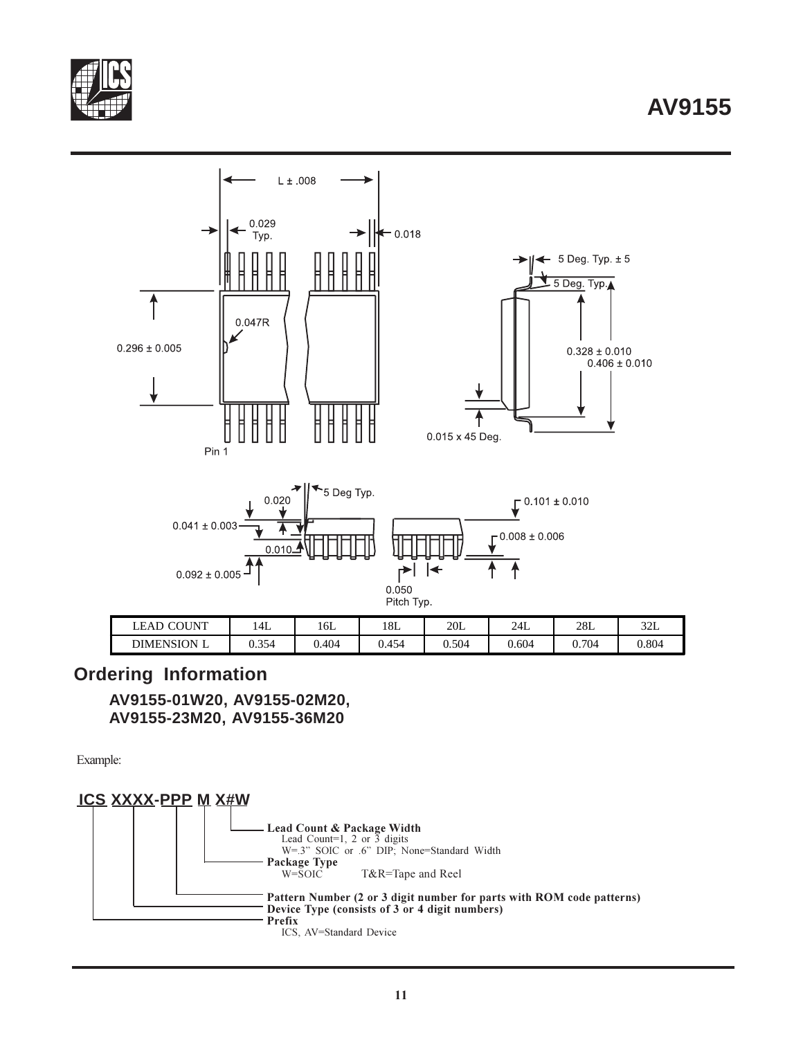L ± .008

0.029 Typ.

0.018

0.047R

0.296 ± 0.005

Pin 1

5 Deg. Typ. ± 5

5 Deg. Typ.

0.328 ± 0.010

0.406 ± 0.010

0.015 x 45 Deg.

5 Deg Typ.

0.020

0.041 ± 0.003

0.010

0.092 ± 0.005

0.050 Pitch Typ.

0.101 ± 0.010

0.008 ± 0.006

| LEAD COUNT | 14L | 16L | 18L | 20L | 24L | 28L | 32L |
|---|---|---|---|---|---|---|---|
| DIMENSION L | 0.354 | 0.404 | 0.454 | 0.504 | 0.604 | 0.704 | 0.804 |

## Ordering Information

**AV9155-01W20, AV9155-02M20, AV9155-23M20, AV9155-36M20**

Example:

**ICS XXXX-PPP M X#W**

- **Lead Count & Package Width**
  Lead Count=1, 2 or 3 digits
  W=.3" SOIC or .6" DIP; None=Standard Width
- **Package Type**
  W=SOIC T&R=Tape and Reel
- **Pattern Number (2 or 3 digit number for parts with ROM code patterns)**
- **Device Type (consists of 3 or 4 digit numbers)**
- **Prefix**
  ICS, AV=Standard Device